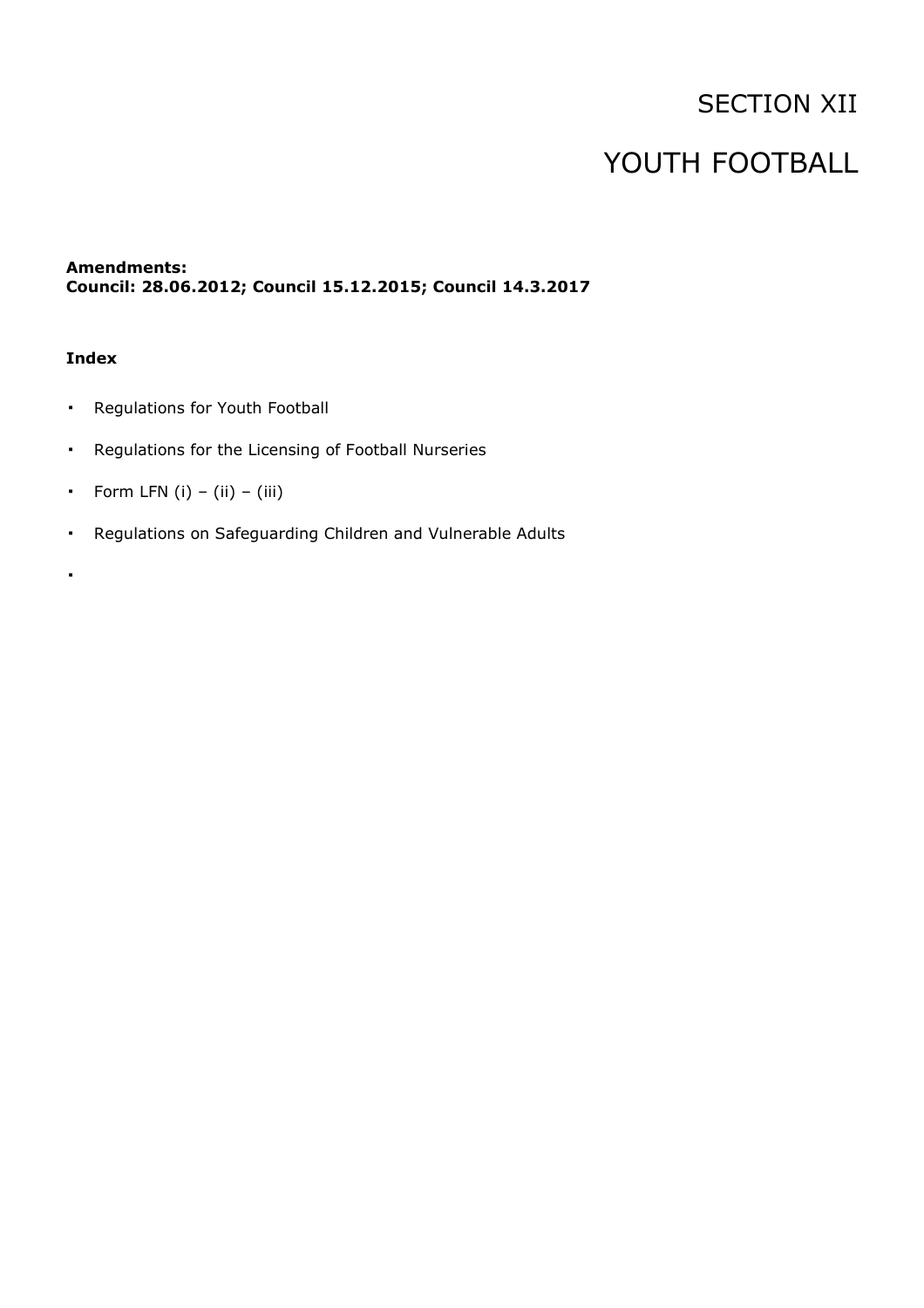# SECTION XII

# YOUTH FOOTBALL

**Amendments:**
**Council: 28.06.2012; Council 15.12.2015; Council 14.3.2017**

**Index**

- Regulations for Youth Football
- Regulations for the Licensing of Football Nurseries
- Form LFN (i) – (ii) – (iii)
- Regulations on Safeguarding Children and Vulnerable Adults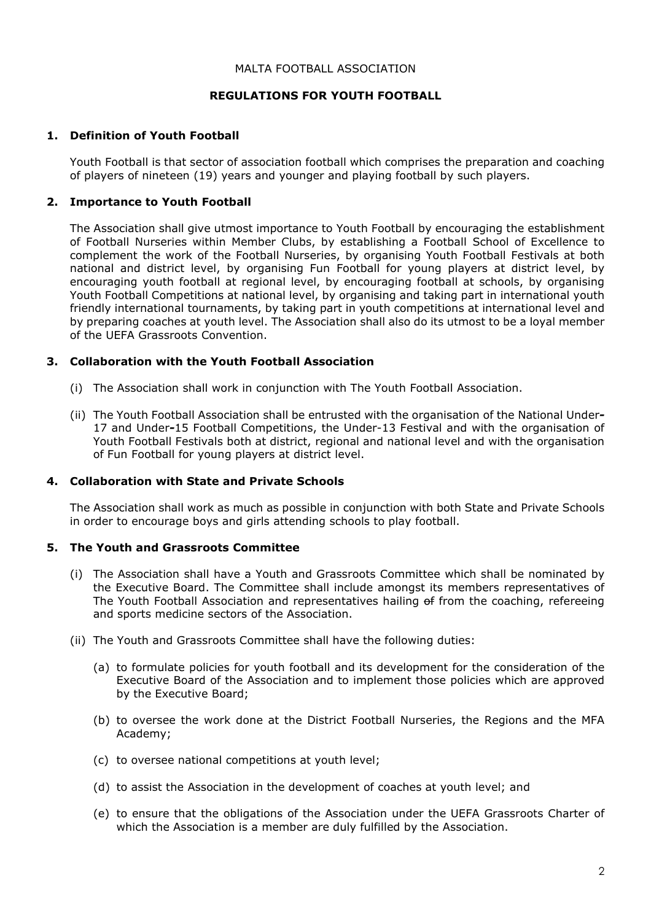MALTA FOOTBALL ASSOCIATION

**REGULATIONS FOR YOUTH FOOTBALL**

## 1. Definition of Youth Football

Youth Football is that sector of association football which comprises the preparation and coaching of players of nineteen (19) years and younger and playing football by such players.

## 2. Importance to Youth Football

The Association shall give utmost importance to Youth Football by encouraging the establishment of Football Nurseries within Member Clubs, by establishing a Football School of Excellence to complement the work of the Football Nurseries, by organising Youth Football Festivals at both national and district level, by organising Fun Football for young players at district level, by encouraging youth football at regional level, by encouraging football at schools, by organising Youth Football Competitions at national level, by organising and taking part in international youth friendly international tournaments, by taking part in youth competitions at international level and by preparing coaches at youth level. The Association shall also do its utmost to be a loyal member of the UEFA Grassroots Convention.

## 3. Collaboration with the Youth Football Association

(i) The Association shall work in conjunction with The Youth Football Association.

(ii) The Youth Football Association shall be entrusted with the organisation of the National Under-17 and Under-15 Football Competitions, the Under-13 Festival and with the organisation of Youth Football Festivals both at district, regional and national level and with the organisation of Fun Football for young players at district level.

## 4. Collaboration with State and Private Schools

The Association shall work as much as possible in conjunction with both State and Private Schools in order to encourage boys and girls attending schools to play football.

## 5. The Youth and Grassroots Committee

(i) The Association shall have a Youth and Grassroots Committee which shall be nominated by the Executive Board. The Committee shall include amongst its members representatives of The Youth Football Association and representatives hailing ~~of~~ from the coaching, refereeing and sports medicine sectors of the Association.

(ii) The Youth and Grassroots Committee shall have the following duties:

(a) to formulate policies for youth football and its development for the consideration of the Executive Board of the Association and to implement those policies which are approved by the Executive Board;

(b) to oversee the work done at the District Football Nurseries, the Regions and the MFA Academy;

(c) to oversee national competitions at youth level;

(d) to assist the Association in the development of coaches at youth level; and

(e) to ensure that the obligations of the Association under the UEFA Grassroots Charter of which the Association is a member are duly fulfilled by the Association.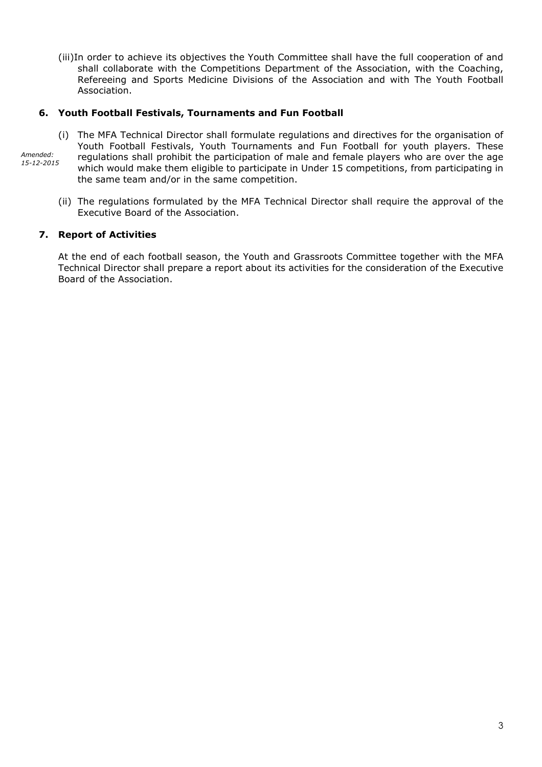(iii) In order to achieve its objectives the Youth Committee shall have the full cooperation of and shall collaborate with the Competitions Department of the Association, with the Coaching, Refereeing and Sports Medicine Divisions of the Association and with The Youth Football Association.

## 6. Youth Football Festivals, Tournaments and Fun Football

*Amended: 15-12-2015*

(i) The MFA Technical Director shall formulate regulations and directives for the organisation of Youth Football Festivals, Youth Tournaments and Fun Football for youth players. These regulations shall prohibit the participation of male and female players who are over the age which would make them eligible to participate in Under 15 competitions, from participating in the same team and/or in the same competition.

(ii) The regulations formulated by the MFA Technical Director shall require the approval of the Executive Board of the Association.

## 7. Report of Activities

At the end of each football season, the Youth and Grassroots Committee together with the MFA Technical Director shall prepare a report about its activities for the consideration of the Executive Board of the Association.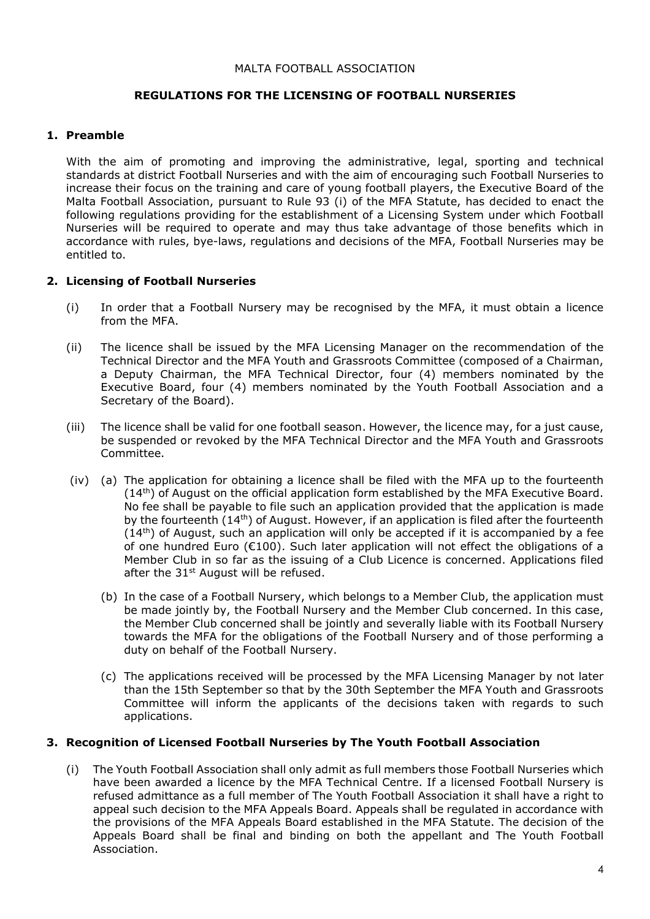MALTA FOOTBALL ASSOCIATION

## REGULATIONS FOR THE LICENSING OF FOOTBALL NURSERIES

### 1. Preamble

With the aim of promoting and improving the administrative, legal, sporting and technical standards at district Football Nurseries and with the aim of encouraging such Football Nurseries to increase their focus on the training and care of young football players, the Executive Board of the Malta Football Association, pursuant to Rule 93 (i) of the MFA Statute, has decided to enact the following regulations providing for the establishment of a Licensing System under which Football Nurseries will be required to operate and may thus take advantage of those benefits which in accordance with rules, bye-laws, regulations and decisions of the MFA, Football Nurseries may be entitled to.

### 2. Licensing of Football Nurseries

(i) In order that a Football Nursery may be recognised by the MFA, it must obtain a licence from the MFA.

(ii) The licence shall be issued by the MFA Licensing Manager on the recommendation of the Technical Director and the MFA Youth and Grassroots Committee (composed of a Chairman, a Deputy Chairman, the MFA Technical Director, four (4) members nominated by the Executive Board, four (4) members nominated by the Youth Football Association and a Secretary of the Board).

(iii) The licence shall be valid for one football season. However, the licence may, for a just cause, be suspended or revoked by the MFA Technical Director and the MFA Youth and Grassroots Committee.

(iv) (a) The application for obtaining a licence shall be filed with the MFA up to the fourteenth (14th) of August on the official application form established by the MFA Executive Board. No fee shall be payable to file such an application provided that the application is made by the fourteenth (14th) of August. However, if an application is filed after the fourteenth (14th) of August, such an application will only be accepted if it is accompanied by a fee of one hundred Euro (€100). Such later application will not effect the obligations of a Member Club in so far as the issuing of a Club Licence is concerned. Applications filed after the 31st August will be refused.

(b) In the case of a Football Nursery, which belongs to a Member Club, the application must be made jointly by, the Football Nursery and the Member Club concerned. In this case, the Member Club concerned shall be jointly and severally liable with its Football Nursery towards the MFA for the obligations of the Football Nursery and of those performing a duty on behalf of the Football Nursery.

(c) The applications received will be processed by the MFA Licensing Manager by not later than the 15th September so that by the 30th September the MFA Youth and Grassroots Committee will inform the applicants of the decisions taken with regards to such applications.

### 3. Recognition of Licensed Football Nurseries by The Youth Football Association

(i) The Youth Football Association shall only admit as full members those Football Nurseries which have been awarded a licence by the MFA Technical Centre. If a licensed Football Nursery is refused admittance as a full member of The Youth Football Association it shall have a right to appeal such decision to the MFA Appeals Board. Appeals shall be regulated in accordance with the provisions of the MFA Appeals Board established in the MFA Statute. The decision of the Appeals Board shall be final and binding on both the appellant and The Youth Football Association.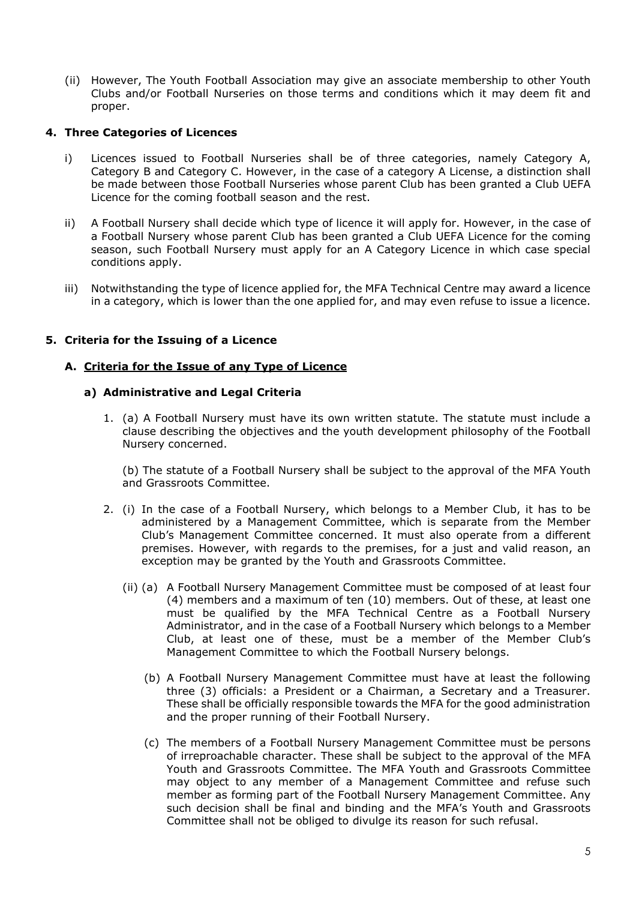(ii) However, The Youth Football Association may give an associate membership to other Youth Clubs and/or Football Nurseries on those terms and conditions which it may deem fit and proper.

## 4. Three Categories of Licences

i) Licences issued to Football Nurseries shall be of three categories, namely Category A, Category B and Category C. However, in the case of a category A License, a distinction shall be made between those Football Nurseries whose parent Club has been granted a Club UEFA Licence for the coming football season and the rest.

ii) A Football Nursery shall decide which type of licence it will apply for. However, in the case of a Football Nursery whose parent Club has been granted a Club UEFA Licence for the coming season, such Football Nursery must apply for an A Category Licence in which case special conditions apply.

iii) Notwithstanding the type of licence applied for, the MFA Technical Centre may award a licence in a category, which is lower than the one applied for, and may even refuse to issue a licence.

## 5. Criteria for the Issuing of a Licence

### A. <u>Criteria for the Issue of any Type of Licence</u>

#### a) Administrative and Legal Criteria

1. (a) A Football Nursery must have its own written statute. The statute must include a clause describing the objectives and the youth development philosophy of the Football Nursery concerned.

   (b) The statute of a Football Nursery shall be subject to the approval of the MFA Youth and Grassroots Committee.

2. (i) In the case of a Football Nursery, which belongs to a Member Club, it has to be administered by a Management Committee, which is separate from the Member Club's Management Committee concerned. It must also operate from a different premises. However, with regards to the premises, for a just and valid reason, an exception may be granted by the Youth and Grassroots Committee.

   (ii) (a) A Football Nursery Management Committee must be composed of at least four (4) members and a maximum of ten (10) members. Out of these, at least one must be qualified by the MFA Technical Centre as a Football Nursery Administrator, and in the case of a Football Nursery which belongs to a Member Club, at least one of these, must be a member of the Member Club's Management Committee to which the Football Nursery belongs.

   (b) A Football Nursery Management Committee must have at least the following three (3) officials: a President or a Chairman, a Secretary and a Treasurer. These shall be officially responsible towards the MFA for the good administration and the proper running of their Football Nursery.

   (c) The members of a Football Nursery Management Committee must be persons of irreproachable character. These shall be subject to the approval of the MFA Youth and Grassroots Committee. The MFA Youth and Grassroots Committee may object to any member of a Management Committee and refuse such member as forming part of the Football Nursery Management Committee. Any such decision shall be final and binding and the MFA's Youth and Grassroots Committee shall not be obliged to divulge its reason for such refusal.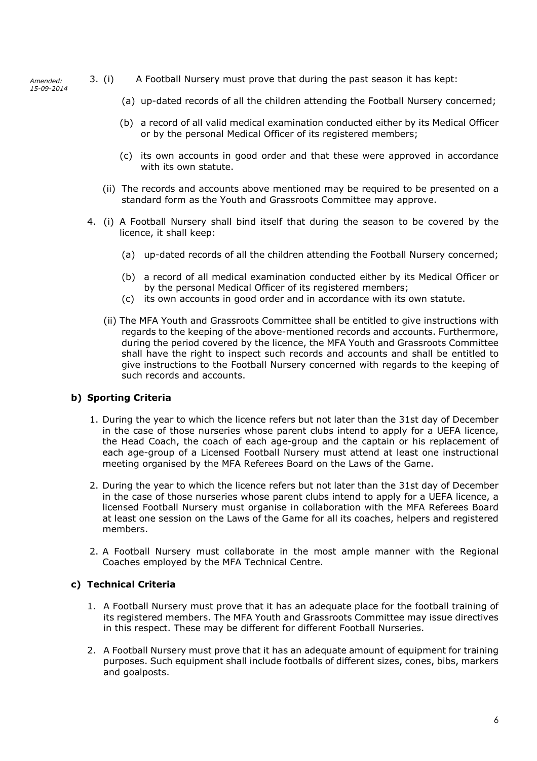*Amended: 15-09-2014*

3. (i) A Football Nursery must prove that during the past season it has kept:

   (a) up-dated records of all the children attending the Football Nursery concerned;

   (b) a record of all valid medical examination conducted either by its Medical Officer or by the personal Medical Officer of its registered members;

   (c) its own accounts in good order and that these were approved in accordance with its own statute.

   (ii) The records and accounts above mentioned may be required to be presented on a standard form as the Youth and Grassroots Committee may approve.

4. (i) A Football Nursery shall bind itself that during the season to be covered by the licence, it shall keep:

   (a) up-dated records of all the children attending the Football Nursery concerned;

   (b) a record of all medical examination conducted either by its Medical Officer or by the personal Medical Officer of its registered members;

   (c) its own accounts in good order and in accordance with its own statute.

   (ii) The MFA Youth and Grassroots Committee shall be entitled to give instructions with regards to the keeping of the above-mentioned records and accounts. Furthermore, during the period covered by the licence, the MFA Youth and Grassroots Committee shall have the right to inspect such records and accounts and shall be entitled to give instructions to the Football Nursery concerned with regards to the keeping of such records and accounts.

### b) Sporting Criteria

1. During the year to which the licence refers but not later than the 31st day of December in the case of those nurseries whose parent clubs intend to apply for a UEFA licence, the Head Coach, the coach of each age-group and the captain or his replacement of each age-group of a Licensed Football Nursery must attend at least one instructional meeting organised by the MFA Referees Board on the Laws of the Game.

2. During the year to which the licence refers but not later than the 31st day of December in the case of those nurseries whose parent clubs intend to apply for a UEFA licence, a licensed Football Nursery must organise in collaboration with the MFA Referees Board at least one session on the Laws of the Game for all its coaches, helpers and registered members.

2. A Football Nursery must collaborate in the most ample manner with the Regional Coaches employed by the MFA Technical Centre.

### c) Technical Criteria

1. A Football Nursery must prove that it has an adequate place for the football training of its registered members. The MFA Youth and Grassroots Committee may issue directives in this respect. These may be different for different Football Nurseries.

2. A Football Nursery must prove that it has an adequate amount of equipment for training purposes. Such equipment shall include footballs of different sizes, cones, bibs, markers and goalposts.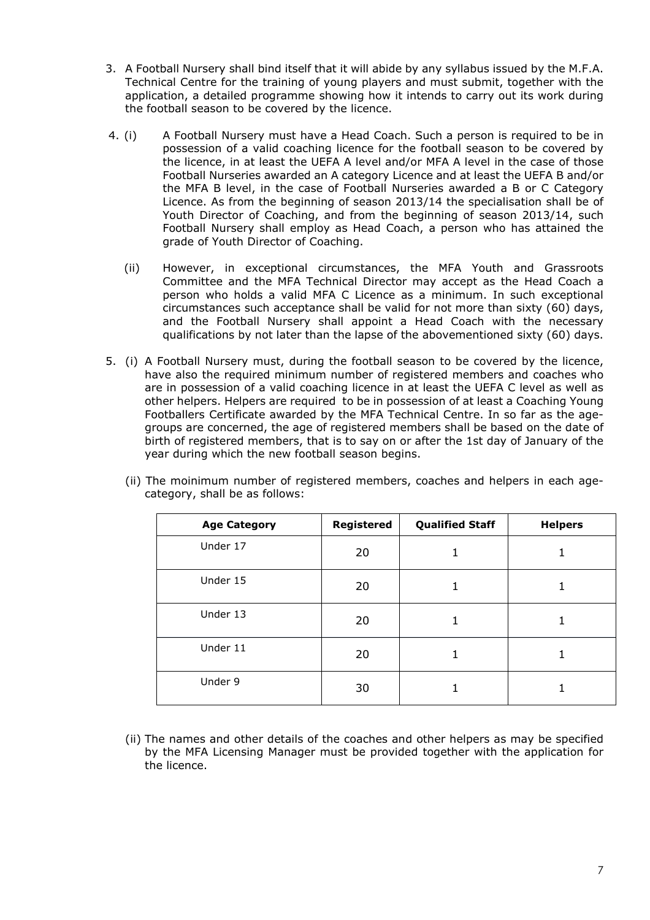3. A Football Nursery shall bind itself that it will abide by any syllabus issued by the M.F.A. Technical Centre for the training of young players and must submit, together with the application, a detailed programme showing how it intends to carry out its work during the football season to be covered by the licence.

4. (i) A Football Nursery must have a Head Coach. Such a person is required to be in possession of a valid coaching licence for the football season to be covered by the licence, in at least the UEFA A level and/or MFA A level in the case of those Football Nurseries awarded an A category Licence and at least the UEFA B and/or the MFA B level, in the case of Football Nurseries awarded a B or C Category Licence. As from the beginning of season 2013/14 the specialisation shall be of Youth Director of Coaching, and from the beginning of season 2013/14, such Football Nursery shall employ as Head Coach, a person who has attained the grade of Youth Director of Coaching.

   (ii) However, in exceptional circumstances, the MFA Youth and Grassroots Committee and the MFA Technical Director may accept as the Head Coach a person who holds a valid MFA C Licence as a minimum. In such exceptional circumstances such acceptance shall be valid for not more than sixty (60) days, and the Football Nursery shall appoint a Head Coach with the necessary qualifications by not later than the lapse of the abovementioned sixty (60) days.

5. (i) A Football Nursery must, during the football season to be covered by the licence, have also the required minimum number of registered members and coaches who are in possession of a valid coaching licence in at least the UEFA C level as well as other helpers. Helpers are required to be in possession of at least a Coaching Young Footballers Certificate awarded by the MFA Technical Centre. In so far as the age-groups are concerned, the age of registered members shall be based on the date of birth of registered members, that is to say on or after the 1st day of January of the year during which the new football season begins.

   (ii) The moinimum number of registered members, coaches and helpers in each age-category, shall be as follows:

| Age Category | Registered | Qualified Staff | Helpers |
|---|---|---|---|
| Under 17 | 20 | 1 | 1 |
| Under 15 | 20 | 1 | 1 |
| Under 13 | 20 | 1 | 1 |
| Under 11 | 20 | 1 | 1 |
| Under 9 | 30 | 1 | 1 |

   (ii) The names and other details of the coaches and other helpers as may be specified by the MFA Licensing Manager must be provided together with the application for the licence.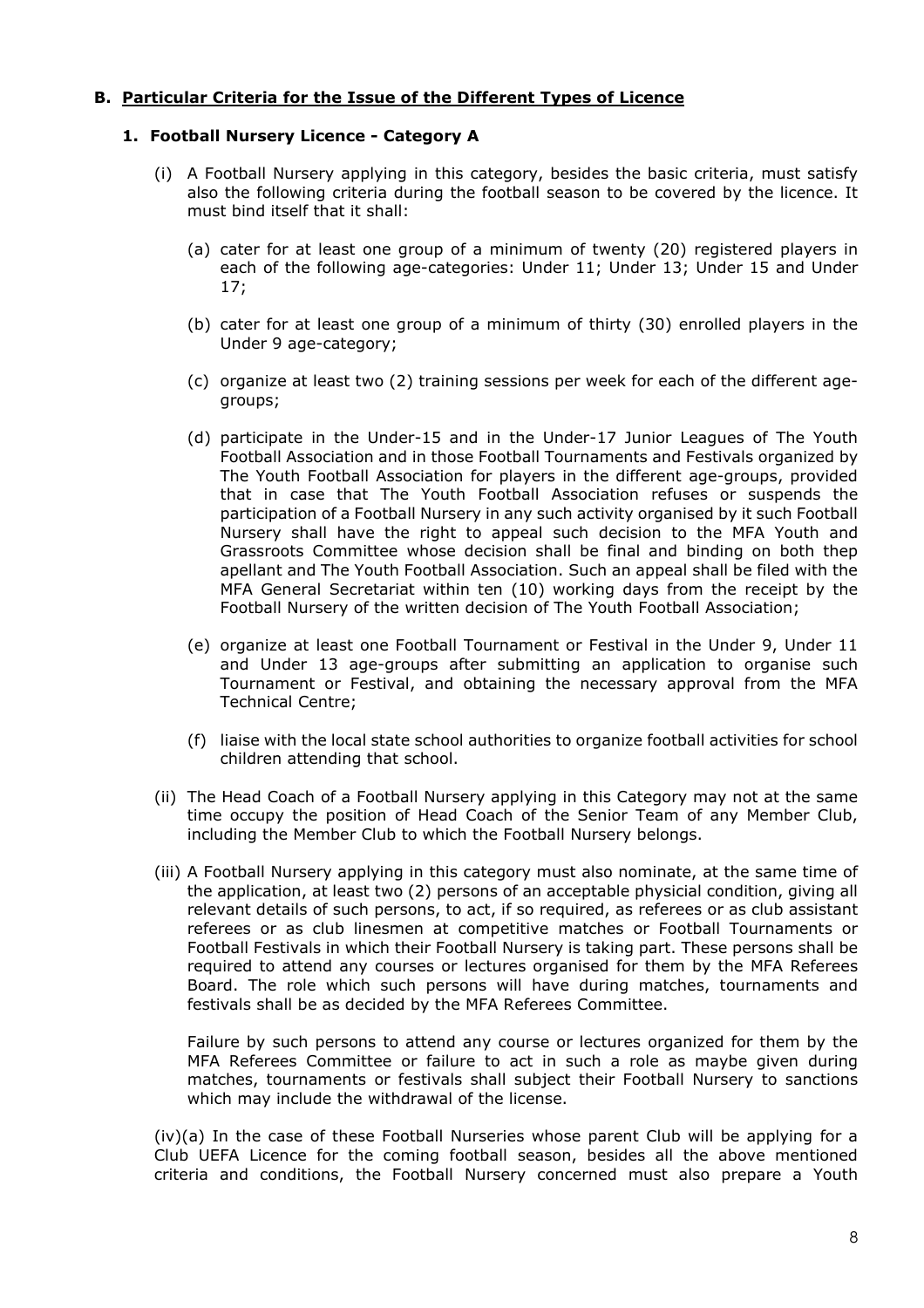## B. <u>Particular Criteria for the Issue of the Different Types of Licence</u>

### 1. Football Nursery Licence - Category A

(i) A Football Nursery applying in this category, besides the basic criteria, must satisfy also the following criteria during the football season to be covered by the licence. It must bind itself that it shall:

(a) cater for at least one group of a minimum of twenty (20) registered players in each of the following age-categories: Under 11; Under 13; Under 15 and Under 17;

(b) cater for at least one group of a minimum of thirty (30) enrolled players in the Under 9 age-category;

(c) organize at least two (2) training sessions per week for each of the different age-groups;

(d) participate in the Under-15 and in the Under-17 Junior Leagues of The Youth Football Association and in those Football Tournaments and Festivals organized by The Youth Football Association for players in the different age-groups, provided that in case that The Youth Football Association refuses or suspends the participation of a Football Nursery in any such activity organised by it such Football Nursery shall have the right to appeal such decision to the MFA Youth and Grassroots Committee whose decision shall be final and binding on both thep apellant and The Youth Football Association. Such an appeal shall be filed with the MFA General Secretariat within ten (10) working days from the receipt by the Football Nursery of the written decision of The Youth Football Association;

(e) organize at least one Football Tournament or Festival in the Under 9, Under 11 and Under 13 age-groups after submitting an application to organise such Tournament or Festival, and obtaining the necessary approval from the MFA Technical Centre;

(f) liaise with the local state school authorities to organize football activities for school children attending that school.

(ii) The Head Coach of a Football Nursery applying in this Category may not at the same time occupy the position of Head Coach of the Senior Team of any Member Club, including the Member Club to which the Football Nursery belongs.

(iii) A Football Nursery applying in this category must also nominate, at the same time of the application, at least two (2) persons of an acceptable physicial condition, giving all relevant details of such persons, to act, if so required, as referees or as club assistant referees or as club linesmen at competitive matches or Football Tournaments or Football Festivals in which their Football Nursery is taking part. These persons shall be required to attend any courses or lectures organised for them by the MFA Referees Board. The role which such persons will have during matches, tournaments and festivals shall be as decided by the MFA Referees Committee.

Failure by such persons to attend any course or lectures organized for them by the MFA Referees Committee or failure to act in such a role as maybe given during matches, tournaments or festivals shall subject their Football Nursery to sanctions which may include the withdrawal of the license.

(iv)(a) In the case of these Football Nurseries whose parent Club will be applying for a Club UEFA Licence for the coming football season, besides all the above mentioned criteria and conditions, the Football Nursery concerned must also prepare a Youth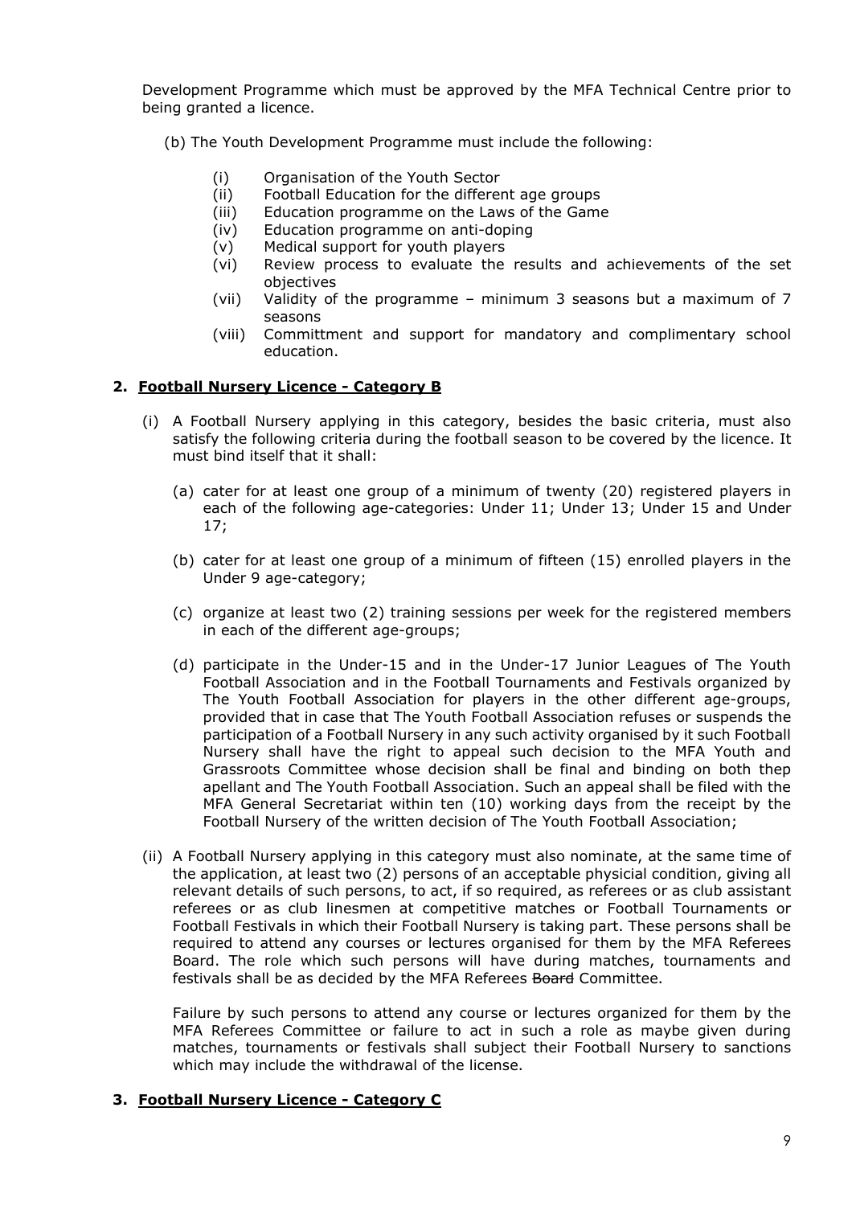Development Programme which must be approved by the MFA Technical Centre prior to being granted a licence.

(b) The Youth Development Programme must include the following:

- (i) Organisation of the Youth Sector
- (ii) Football Education for the different age groups
- (iii) Education programme on the Laws of the Game
- (iv) Education programme on anti-doping
- (v) Medical support for youth players
- (vi) Review process to evaluate the results and achievements of the set objectives
- (vii) Validity of the programme – minimum 3 seasons but a maximum of 7 seasons
- (viii) Committment and support for mandatory and complimentary school education.

## 2. Football Nursery Licence - Category B

(i) A Football Nursery applying in this category, besides the basic criteria, must also satisfy the following criteria during the football season to be covered by the licence. It must bind itself that it shall:

(a) cater for at least one group of a minimum of twenty (20) registered players in each of the following age-categories: Under 11; Under 13; Under 15 and Under 17;

(b) cater for at least one group of a minimum of fifteen (15) enrolled players in the Under 9 age-category;

(c) organize at least two (2) training sessions per week for the registered members in each of the different age-groups;

(d) participate in the Under-15 and in the Under-17 Junior Leagues of The Youth Football Association and in the Football Tournaments and Festivals organized by The Youth Football Association for players in the other different age-groups, provided that in case that The Youth Football Association refuses or suspends the participation of a Football Nursery in any such activity organised by it such Football Nursery shall have the right to appeal such decision to the MFA Youth and Grassroots Committee whose decision shall be final and binding on both thep apellant and The Youth Football Association. Such an appeal shall be filed with the MFA General Secretariat within ten (10) working days from the receipt by the Football Nursery of the written decision of The Youth Football Association;

(ii) A Football Nursery applying in this category must also nominate, at the same time of the application, at least two (2) persons of an acceptable physical condition, giving all relevant details of such persons, to act, if so required, as referees or as club assistant referees or as club linesmen at competitive matches or Football Tournaments or Football Festivals in which their Football Nursery is taking part. These persons shall be required to attend any courses or lectures organised for them by the MFA Referees Board. The role which such persons will have during matches, tournaments and festivals shall be as decided by the MFA Referees ~~Board~~ Committee.

Failure by such persons to attend any course or lectures organized for them by the MFA Referees Committee or failure to act in such a role as maybe given during matches, tournaments or festivals shall subject their Football Nursery to sanctions which may include the withdrawal of the license.

## 3. Football Nursery Licence - Category C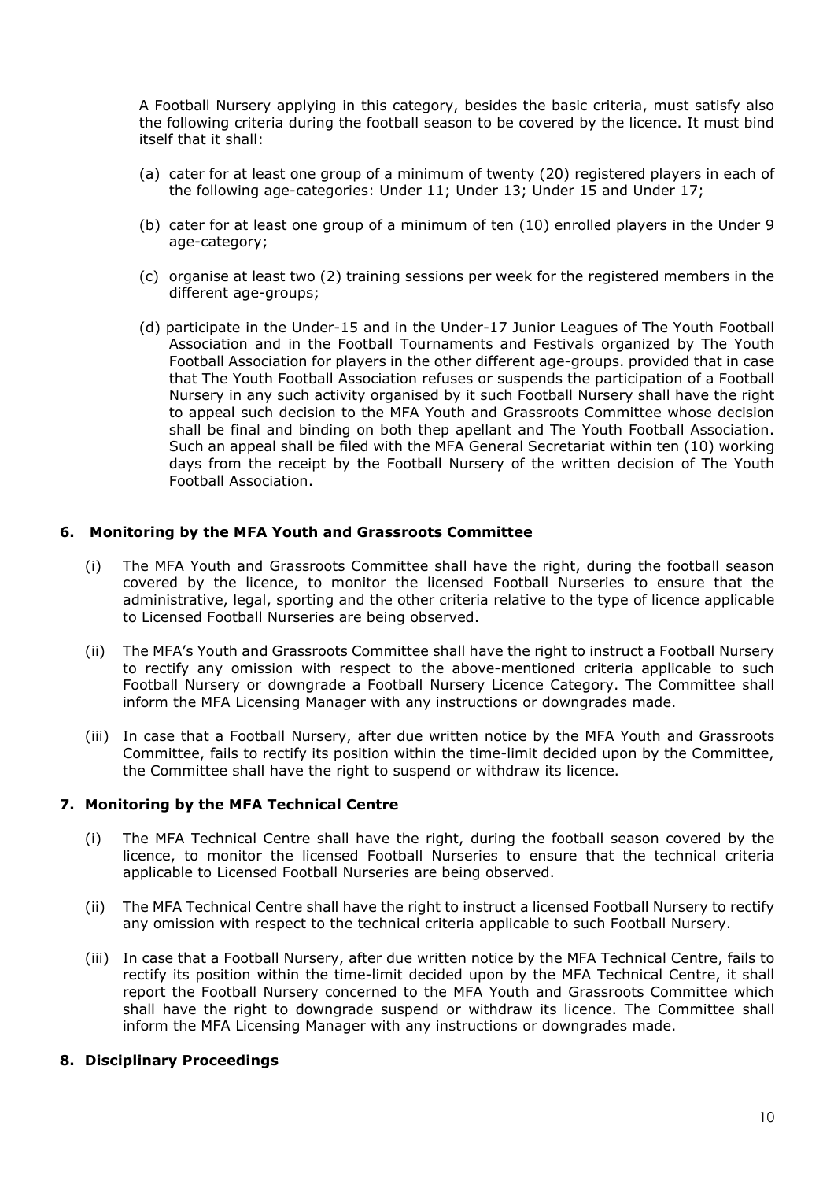A Football Nursery applying in this category, besides the basic criteria, must satisfy also the following criteria during the football season to be covered by the licence. It must bind itself that it shall:

(a) cater for at least one group of a minimum of twenty (20) registered players in each of the following age-categories: Under 11; Under 13; Under 15 and Under 17;

(b) cater for at least one group of a minimum of ten (10) enrolled players in the Under 9 age-category;

(c) organise at least two (2) training sessions per week for the registered members in the different age-groups;

(d) participate in the Under-15 and in the Under-17 Junior Leagues of The Youth Football Association and in the Football Tournaments and Festivals organized by The Youth Football Association for players in the other different age-groups. provided that in case that The Youth Football Association refuses or suspends the participation of a Football Nursery in any such activity organised by it such Football Nursery shall have the right to appeal such decision to the MFA Youth and Grassroots Committee whose decision shall be final and binding on both thep apellant and The Youth Football Association. Such an appeal shall be filed with the MFA General Secretariat within ten (10) working days from the receipt by the Football Nursery of the written decision of The Youth Football Association.

## 6. Monitoring by the MFA Youth and Grassroots Committee

(i) The MFA Youth and Grassroots Committee shall have the right, during the football season covered by the licence, to monitor the licensed Football Nurseries to ensure that the administrative, legal, sporting and the other criteria relative to the type of licence applicable to Licensed Football Nurseries are being observed.

(ii) The MFA's Youth and Grassroots Committee shall have the right to instruct a Football Nursery to rectify any omission with respect to the above-mentioned criteria applicable to such Football Nursery or downgrade a Football Nursery Licence Category. The Committee shall inform the MFA Licensing Manager with any instructions or downgrades made.

(iii) In case that a Football Nursery, after due written notice by the MFA Youth and Grassroots Committee, fails to rectify its position within the time-limit decided upon by the Committee, the Committee shall have the right to suspend or withdraw its licence.

## 7. Monitoring by the MFA Technical Centre

(i) The MFA Technical Centre shall have the right, during the football season covered by the licence, to monitor the licensed Football Nurseries to ensure that the technical criteria applicable to Licensed Football Nurseries are being observed.

(ii) The MFA Technical Centre shall have the right to instruct a licensed Football Nursery to rectify any omission with respect to the technical criteria applicable to such Football Nursery.

(iii) In case that a Football Nursery, after due written notice by the MFA Technical Centre, fails to rectify its position within the time-limit decided upon by the MFA Technical Centre, it shall report the Football Nursery concerned to the MFA Youth and Grassroots Committee which shall have the right to downgrade suspend or withdraw its licence. The Committee shall inform the MFA Licensing Manager with any instructions or downgrades made.

## 8. Disciplinary Proceedings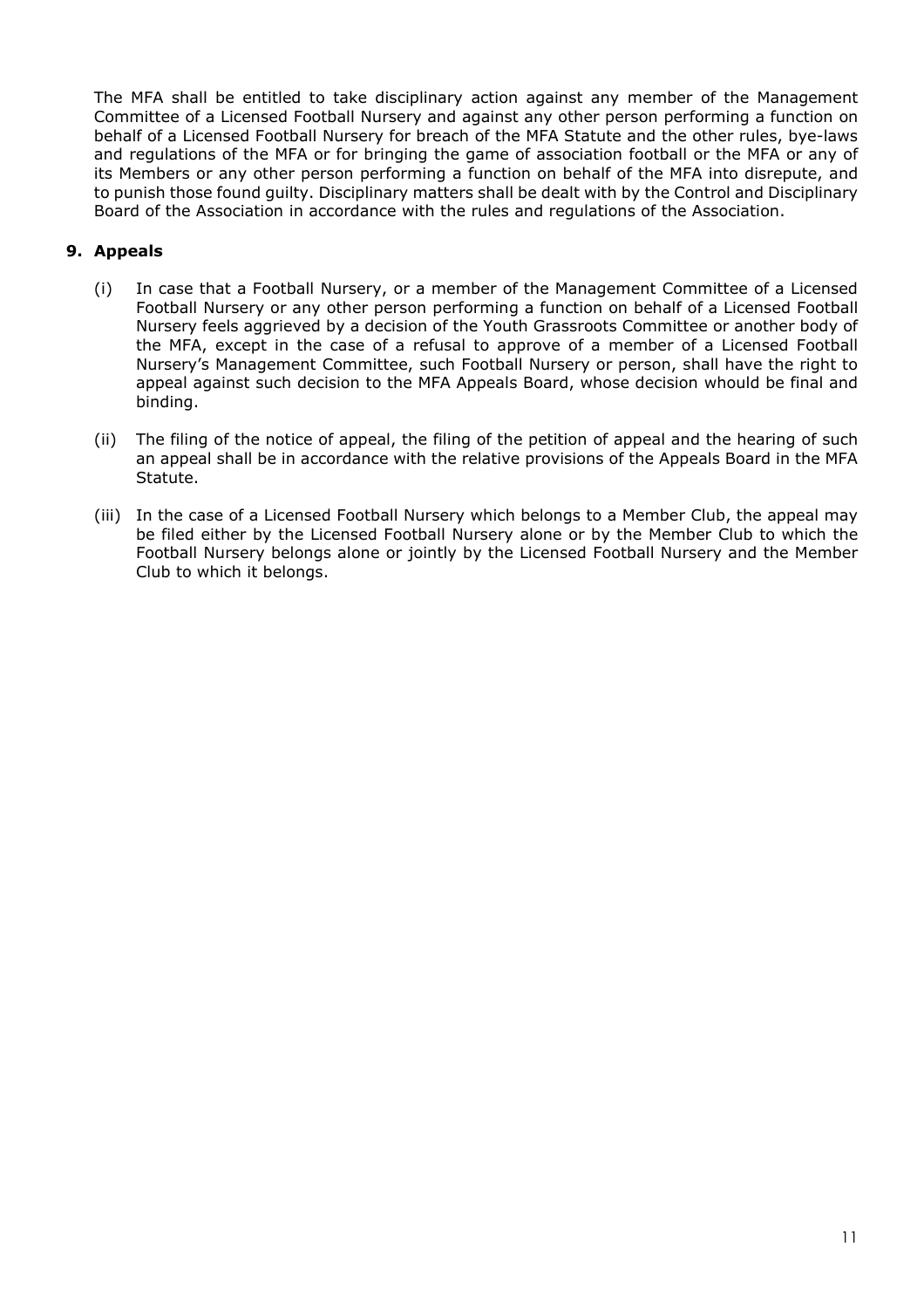The MFA shall be entitled to take disciplinary action against any member of the Management Committee of a Licensed Football Nursery and against any other person performing a function on behalf of a Licensed Football Nursery for breach of the MFA Statute and the other rules, bye-laws and regulations of the MFA or for bringing the game of association football or the MFA or any of its Members or any other person performing a function on behalf of the MFA into disrepute, and to punish those found guilty. Disciplinary matters shall be dealt with by the Control and Disciplinary Board of the Association in accordance with the rules and regulations of the Association.

## 9. Appeals

(i) In case that a Football Nursery, or a member of the Management Committee of a Licensed Football Nursery or any other person performing a function on behalf of a Licensed Football Nursery feels aggrieved by a decision of the Youth Grassroots Committee or another body of the MFA, except in the case of a refusal to approve of a member of a Licensed Football Nursery's Management Committee, such Football Nursery or person, shall have the right to appeal against such decision to the MFA Appeals Board, whose decision whould be final and binding.

(ii) The filing of the notice of appeal, the filing of the petition of appeal and the hearing of such an appeal shall be in accordance with the relative provisions of the Appeals Board in the MFA Statute.

(iii) In the case of a Licensed Football Nursery which belongs to a Member Club, the appeal may be filed either by the Licensed Football Nursery alone or by the Member Club to which the Football Nursery belongs alone or jointly by the Licensed Football Nursery and the Member Club to which it belongs.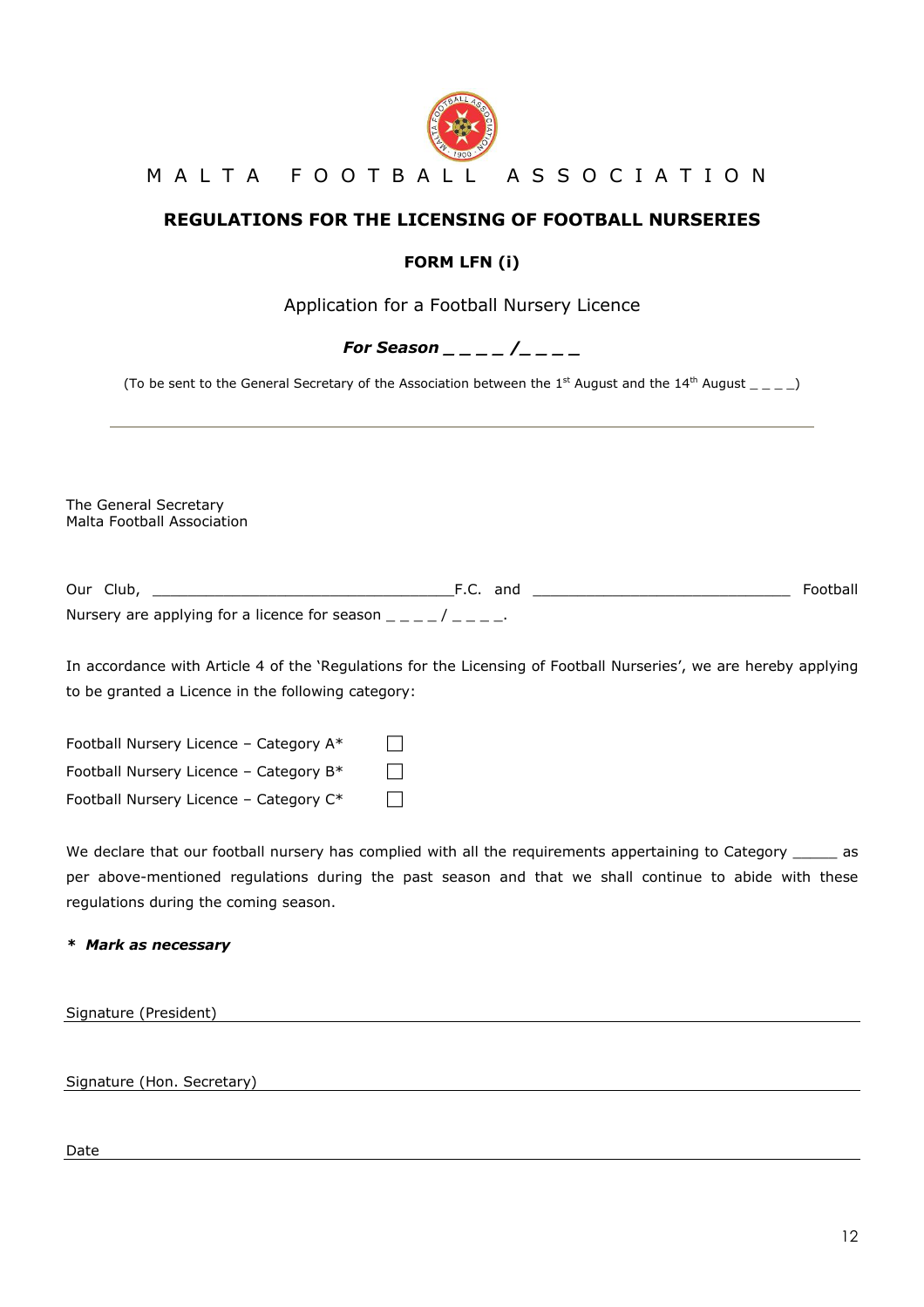M A L T A   F O O T B A L L   A S S O C I A T I O N

## REGULATIONS FOR THE LICENSING OF FOOTBALL NURSERIES

### FORM LFN (i)

Application for a Football Nursery Licence

***For Season _ _ _ _ /_ _ _ _***

(To be sent to the General Secretary of the Association between the 1st August and the 14th August _ _ _ _)

---

The General Secretary
Malta Football Association

Our Club, ___________________________________F.C. and ______________________________ Football Nursery are applying for a licence for season _ _ _ _ / _ _ _ _.

In accordance with Article 4 of the 'Regulations for the Licensing of Football Nurseries', we are hereby applying to be granted a Licence in the following category:

Football Nursery Licence – Category A* ☐

Football Nursery Licence – Category B* ☐

Football Nursery Licence – Category C* ☐

We declare that our football nursery has complied with all the requirements appertaining to Category _____ as per above-mentioned regulations during the past season and that we shall continue to abide with these regulations during the coming season.

***\* Mark as necessary***

Signature (President) ______________________________

Signature (Hon. Secretary) ______________________________

Date ______________________________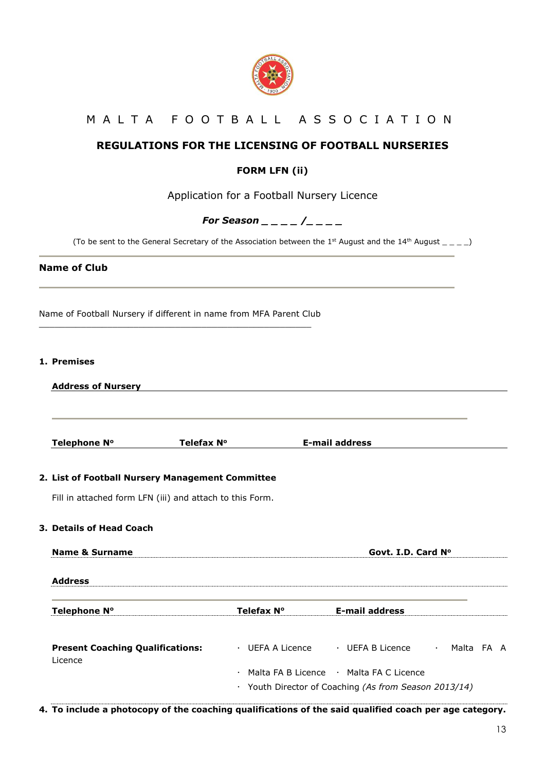# M A L T A   F O O T B A L L   A S S O C I A T I O N

## REGULATIONS FOR THE LICENSING OF FOOTBALL NURSERIES

### FORM LFN (ii)

Application for a Football Nursery Licence

***For Season _ _ _ _ /_ _ _ _***

(To be sent to the General Secretary of the Association between the 1st August and the 14th August _ _ _ _)

---

**Name of Club**

---

Name of Football Nursery if different in name from MFA Parent Club

______________________________________________

**1. Premises**

**Address of Nursery** ______________________________________________

______________________________________________

**Telephone N°** **Telefax N°** **E-mail address** ______________________________________________

**2. List of Football Nursery Management Committee**

Fill in attached form LFN (iii) and attach to this Form.

**3. Details of Head Coach**

**Name & Surname** ...................................................... **Govt. I.D. Card N°** ......................

**Address** ......................................................................................................

......................................................................................................

**Telephone N°** ...................... **Telefax N°** ...................... **E-mail address** ......................

**Present Coaching Qualifications:** · UEFA A Licence · UEFA B Licence · Malta FA A Licence

· Malta FA B Licence · Malta FA C Licence

· Youth Director of Coaching *(As from Season 2013/14)*

**4. To include a photocopy of the coaching qualifications of the said qualified coach per age category.**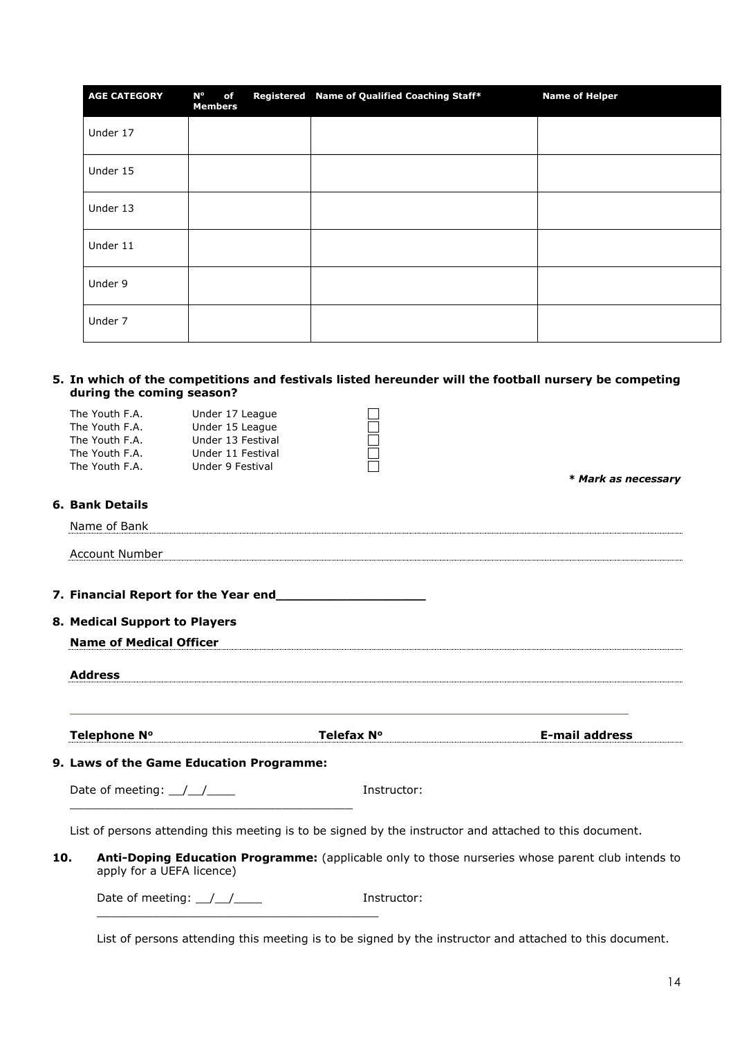| AGE CATEGORY | N° of Registered Members | Name of Qualified Coaching Staff* | Name of Helper |
|---|---|---|---|
| Under 17 | | | |
| Under 15 | | | |
| Under 13 | | | |
| Under 11 | | | |
| Under 9 | | | |
| Under 7 | | | |

**5. In which of the competitions and festivals listed hereunder will the football nursery be competing during the coming season?**

| | | |
|---|---|---|
| The Youth F.A. | Under 17 League | ☐ |
| The Youth F.A. | Under 15 League | ☐ |
| The Youth F.A. | Under 13 Festival | ☐ |
| The Youth F.A. | Under 11 Festival | ☐ |
| The Youth F.A. | Under 9 Festival | ☐ |

***** Mark as necessary***

**6. Bank Details**

Name of Bank

Account Number

**7. Financial Report for the Year end____________________**

**8. Medical Support to Players**

**Name of Medical Officer**

**Address**

**Telephone N°** **Telefax N°** **E-mail address**

**9. Laws of the Game Education Programme:**

Date of meeting: __/__/____ Instructor: ________________________________________

List of persons attending this meeting is to be signed by the instructor and attached to this document.

**10. Anti-Doping Education Programme:** (applicable only to those nurseries whose parent club intends to apply for a UEFA licence)

Date of meeting: __/__/____ Instructor: ________________________________________

List of persons attending this meeting is to be signed by the instructor and attached to this document.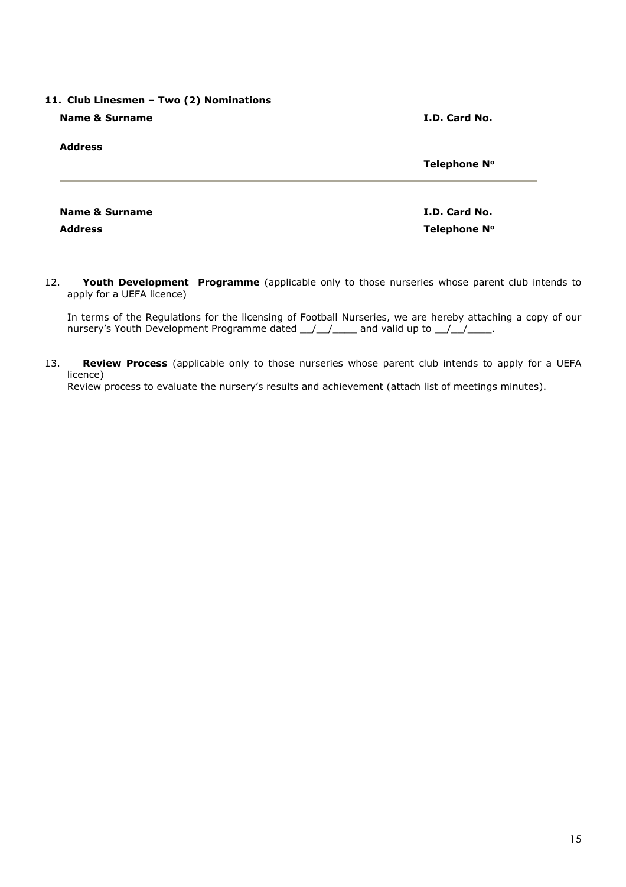**11. Club Linesmen – Two (2) Nominations**

| **Name & Surname** | **I.D. Card No.** |
|---|---|
| **Address** | |
| | **Telephone N°** |

| **Name & Surname** | **I.D. Card No.** |
|---|---|
| **Address** | **Telephone N°** |

12. **Youth Development Programme** (applicable only to those nurseries whose parent club intends to apply for a UEFA licence)

In terms of the Regulations for the licensing of Football Nurseries, we are hereby attaching a copy of our nursery's Youth Development Programme dated \_\_/\_\_/\_\_\_\_ and valid up to \_\_/\_\_/\_\_\_\_.

13. **Review Process** (applicable only to those nurseries whose parent club intends to apply for a UEFA licence)
Review process to evaluate the nursery's results and achievement (attach list of meetings minutes).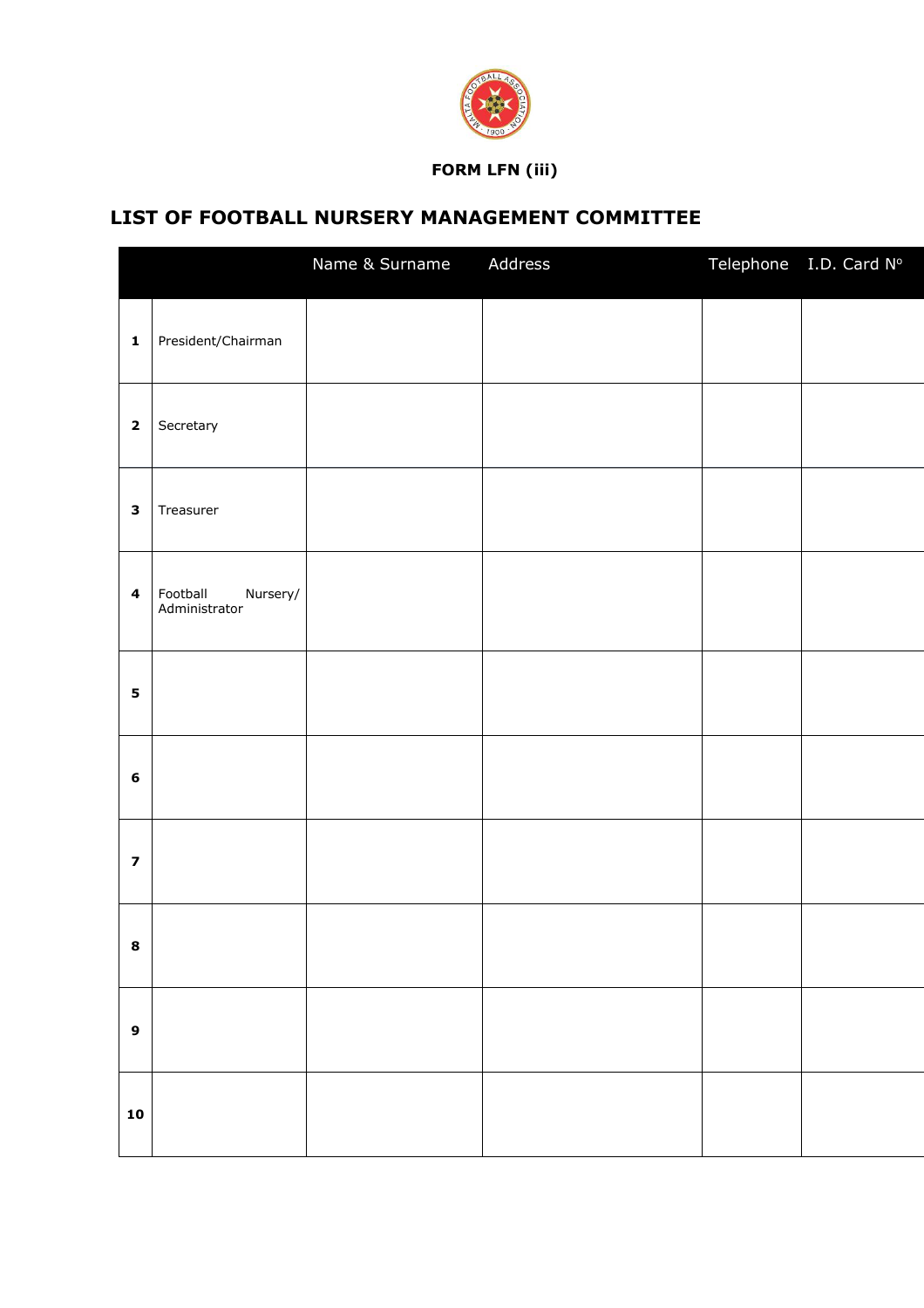**FORM LFN (iii)**

## LIST OF FOOTBALL NURSERY MANAGEMENT COMMITTEE

| | | Name & Surname | Address | Telephone | I.D. Card N° |
|---|---|---|---|---|---|
| **1** | President/Chairman | | | | |
| **2** | Secretary | | | | |
| **3** | Treasurer | | | | |
| **4** | Football Nursery/ Administrator | | | | |
| **5** | | | | | |
| **6** | | | | | |
| **7** | | | | | |
| **8** | | | | | |
| **9** | | | | | |
| **10** | | | | | |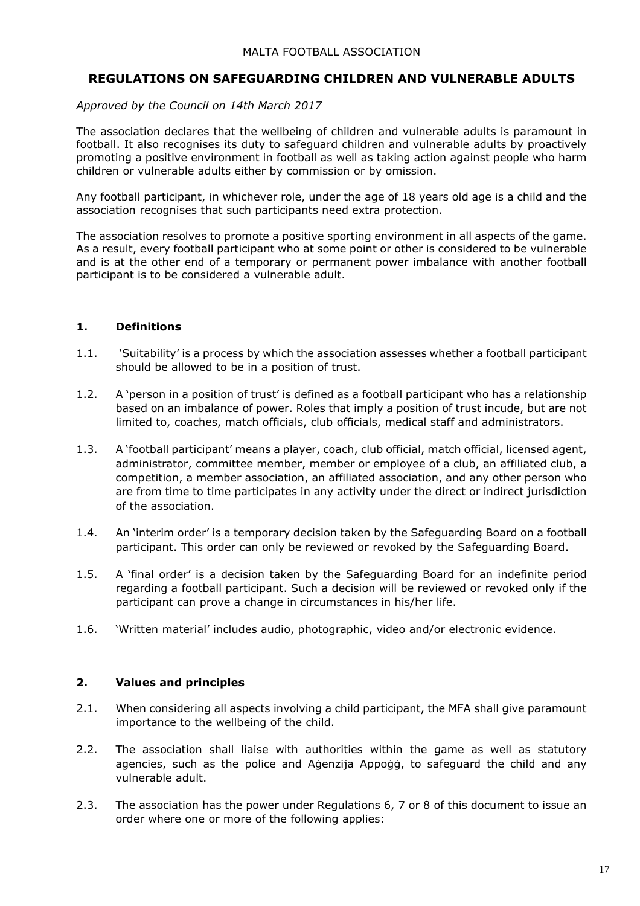MALTA FOOTBALL ASSOCIATION

# REGULATIONS ON SAFEGUARDING CHILDREN AND VULNERABLE ADULTS

*Approved by the Council on 14th March 2017*

The association declares that the wellbeing of children and vulnerable adults is paramount in football. It also recognises its duty to safeguard children and vulnerable adults by proactively promoting a positive environment in football as well as taking action against people who harm children or vulnerable adults either by commission or by omission.

Any football participant, in whichever role, under the age of 18 years old age is a child and the association recognises that such participants need extra protection.

The association resolves to promote a positive sporting environment in all aspects of the game. As a result, every football participant who at some point or other is considered to be vulnerable and is at the other end of a temporary or permanent power imbalance with another football participant is to be considered a vulnerable adult.

## 1. Definitions

1.1. 'Suitability' is a process by which the association assesses whether a football participant should be allowed to be in a position of trust.

1.2. A 'person in a position of trust' is defined as a football participant who has a relationship based on an imbalance of power. Roles that imply a position of trust incude, but are not limited to, coaches, match officials, club officials, medical staff and administrators.

1.3. A 'football participant' means a player, coach, club official, match official, licensed agent, administrator, committee member, member or employee of a club, an affiliated club, a competition, a member association, an affiliated association, and any other person who are from time to time participates in any activity under the direct or indirect jurisdiction of the association.

1.4. An 'interim order' is a temporary decision taken by the Safeguarding Board on a football participant. This order can only be reviewed or revoked by the Safeguarding Board.

1.5. A 'final order' is a decision taken by the Safeguarding Board for an indefinite period regarding a football participant. Such a decision will be reviewed or revoked only if the participant can prove a change in circumstances in his/her life.

1.6. 'Written material' includes audio, photographic, video and/or electronic evidence.

## 2. Values and principles

2.1. When considering all aspects involving a child participant, the MFA shall give paramount importance to the wellbeing of the child.

2.2. The association shall liaise with authorities within the game as well as statutory agencies, such as the police and Aġenzija Appoġġ, to safeguard the child and any vulnerable adult.

2.3. The association has the power under Regulations 6, 7 or 8 of this document to issue an order where one or more of the following applies: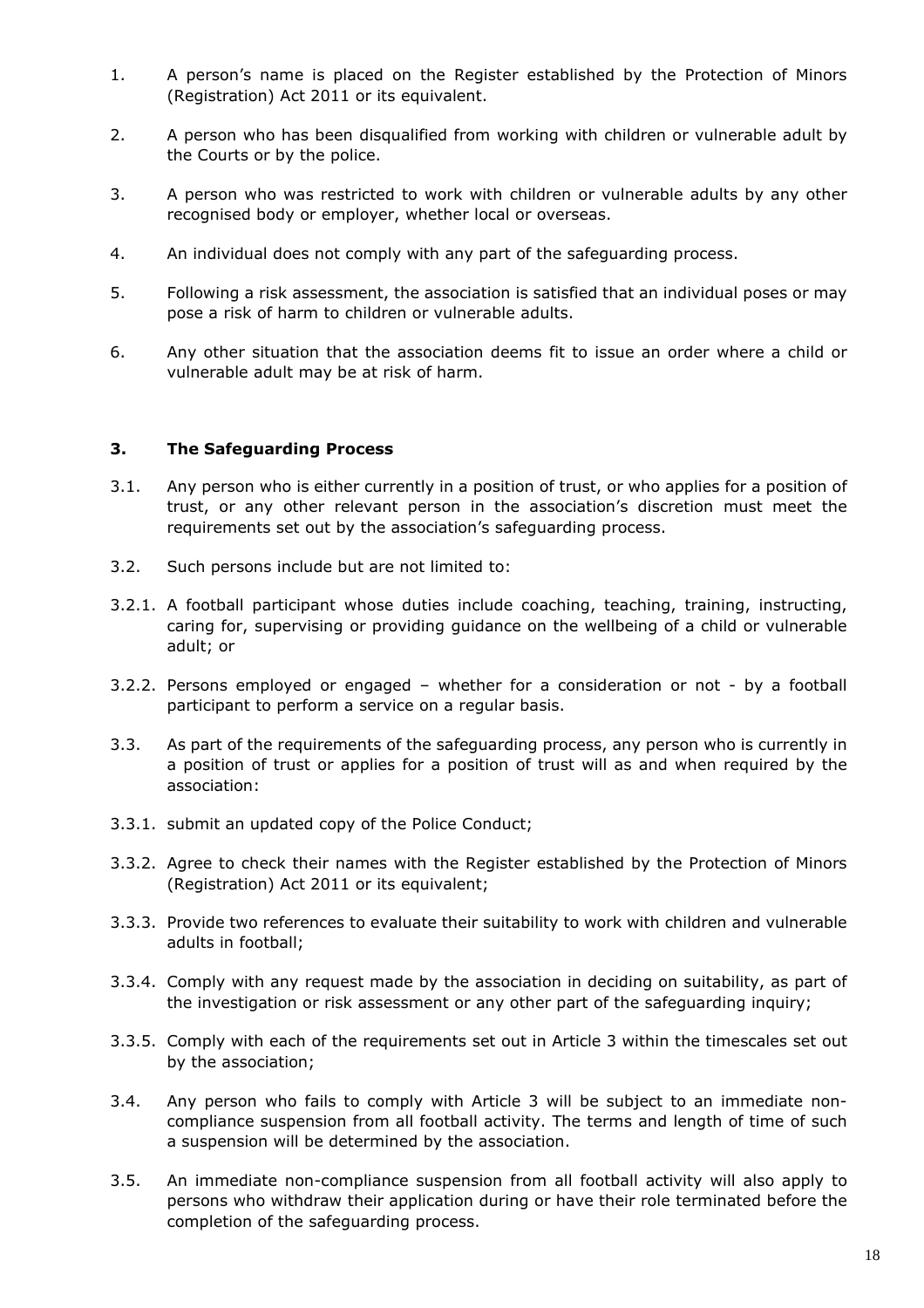1. A person's name is placed on the Register established by the Protection of Minors (Registration) Act 2011 or its equivalent.

2. A person who has been disqualified from working with children or vulnerable adult by the Courts or by the police.

3. A person who was restricted to work with children or vulnerable adults by any other recognised body or employer, whether local or overseas.

4. An individual does not comply with any part of the safeguarding process.

5. Following a risk assessment, the association is satisfied that an individual poses or may pose a risk of harm to children or vulnerable adults.

6. Any other situation that the association deems fit to issue an order where a child or vulnerable adult may be at risk of harm.

### 3. The Safeguarding Process

3.1. Any person who is either currently in a position of trust, or who applies for a position of trust, or any other relevant person in the association's discretion must meet the requirements set out by the association's safeguarding process.

3.2. Such persons include but are not limited to:

3.2.1. A football participant whose duties include coaching, teaching, training, instructing, caring for, supervising or providing guidance on the wellbeing of a child or vulnerable adult; or

3.2.2. Persons employed or engaged – whether for a consideration or not - by a football participant to perform a service on a regular basis.

3.3. As part of the requirements of the safeguarding process, any person who is currently in a position of trust or applies for a position of trust will as and when required by the association:

3.3.1. submit an updated copy of the Police Conduct;

3.3.2. Agree to check their names with the Register established by the Protection of Minors (Registration) Act 2011 or its equivalent;

3.3.3. Provide two references to evaluate their suitability to work with children and vulnerable adults in football;

3.3.4. Comply with any request made by the association in deciding on suitability, as part of the investigation or risk assessment or any other part of the safeguarding inquiry;

3.3.5. Comply with each of the requirements set out in Article 3 within the timescales set out by the association;

3.4. Any person who fails to comply with Article 3 will be subject to an immediate non-compliance suspension from all football activity. The terms and length of time of such a suspension will be determined by the association.

3.5. An immediate non-compliance suspension from all football activity will also apply to persons who withdraw their application during or have their role terminated before the completion of the safeguarding process.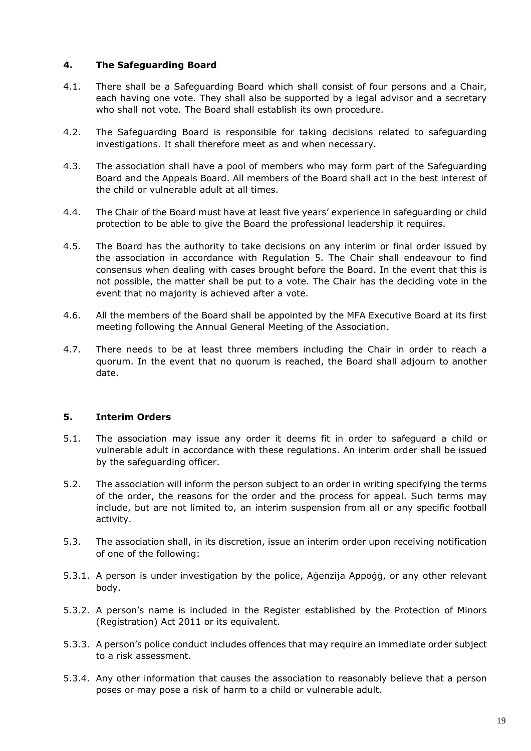## 4. The Safeguarding Board

4.1. There shall be a Safeguarding Board which shall consist of four persons and a Chair, each having one vote. They shall also be supported by a legal advisor and a secretary who shall not vote. The Board shall establish its own procedure.

4.2. The Safeguarding Board is responsible for taking decisions related to safeguarding investigations. It shall therefore meet as and when necessary.

4.3. The association shall have a pool of members who may form part of the Safeguarding Board and the Appeals Board. All members of the Board shall act in the best interest of the child or vulnerable adult at all times.

4.4. The Chair of the Board must have at least five years' experience in safeguarding or child protection to be able to give the Board the professional leadership it requires.

4.5. The Board has the authority to take decisions on any interim or final order issued by the association in accordance with Regulation 5. The Chair shall endeavour to find consensus when dealing with cases brought before the Board. In the event that this is not possible, the matter shall be put to a vote. The Chair has the deciding vote in the event that no majority is achieved after a vote.

4.6. All the members of the Board shall be appointed by the MFA Executive Board at its first meeting following the Annual General Meeting of the Association.

4.7. There needs to be at least three members including the Chair in order to reach a quorum. In the event that no quorum is reached, the Board shall adjourn to another date.

## 5. Interim Orders

5.1. The association may issue any order it deems fit in order to safeguard a child or vulnerable adult in accordance with these regulations. An interim order shall be issued by the safeguarding officer.

5.2. The association will inform the person subject to an order in writing specifying the terms of the order, the reasons for the order and the process for appeal. Such terms may include, but are not limited to, an interim suspension from all or any specific football activity.

5.3. The association shall, in its discretion, issue an interim order upon receiving notification of one of the following:

5.3.1. A person is under investigation by the police, Aġenzija Appoġġ, or any other relevant body.

5.3.2. A person's name is included in the Register established by the Protection of Minors (Registration) Act 2011 or its equivalent.

5.3.3. A person's police conduct includes offences that may require an immediate order subject to a risk assessment.

5.3.4. Any other information that causes the association to reasonably believe that a person poses or may pose a risk of harm to a child or vulnerable adult.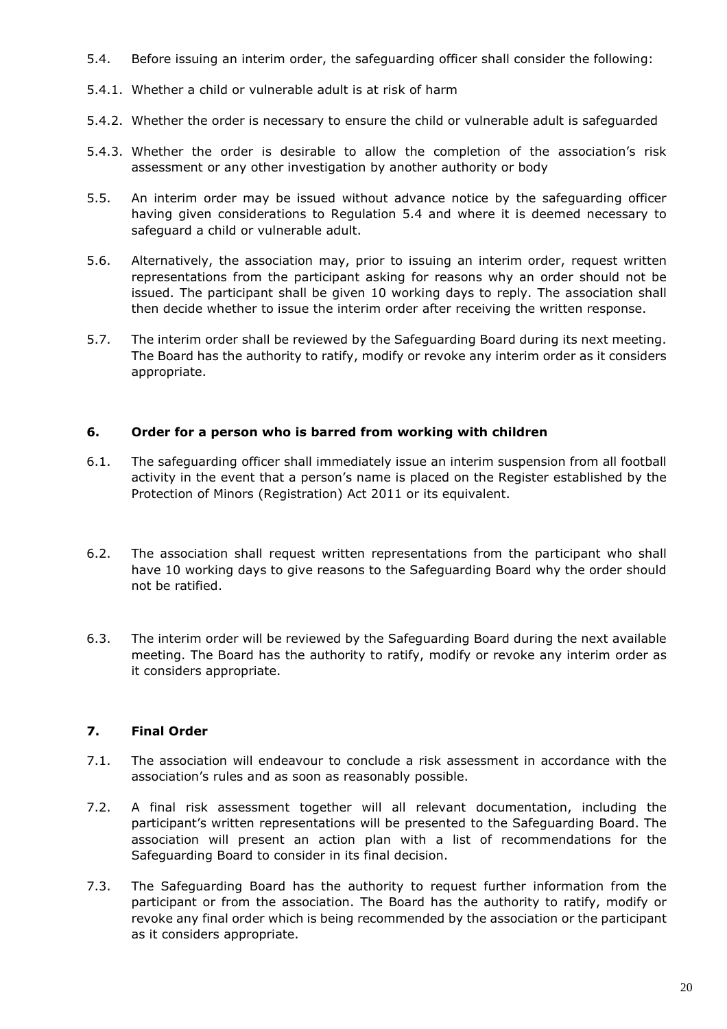5.4. Before issuing an interim order, the safeguarding officer shall consider the following:

5.4.1. Whether a child or vulnerable adult is at risk of harm

5.4.2. Whether the order is necessary to ensure the child or vulnerable adult is safeguarded

5.4.3. Whether the order is desirable to allow the completion of the association's risk assessment or any other investigation by another authority or body

5.5. An interim order may be issued without advance notice by the safeguarding officer having given considerations to Regulation 5.4 and where it is deemed necessary to safeguard a child or vulnerable adult.

5.6. Alternatively, the association may, prior to issuing an interim order, request written representations from the participant asking for reasons why an order should not be issued. The participant shall be given 10 working days to reply. The association shall then decide whether to issue the interim order after receiving the written response.

5.7. The interim order shall be reviewed by the Safeguarding Board during its next meeting. The Board has the authority to ratify, modify or revoke any interim order as it considers appropriate.

## 6. Order for a person who is barred from working with children

6.1. The safeguarding officer shall immediately issue an interim suspension from all football activity in the event that a person's name is placed on the Register established by the Protection of Minors (Registration) Act 2011 or its equivalent.

6.2. The association shall request written representations from the participant who shall have 10 working days to give reasons to the Safeguarding Board why the order should not be ratified.

6.3. The interim order will be reviewed by the Safeguarding Board during the next available meeting. The Board has the authority to ratify, modify or revoke any interim order as it considers appropriate.

## 7. Final Order

7.1. The association will endeavour to conclude a risk assessment in accordance with the association's rules and as soon as reasonably possible.

7.2. A final risk assessment together will all relevant documentation, including the participant's written representations will be presented to the Safeguarding Board. The association will present an action plan with a list of recommendations for the Safeguarding Board to consider in its final decision.

7.3. The Safeguarding Board has the authority to request further information from the participant or from the association. The Board has the authority to ratify, modify or revoke any final order which is being recommended by the association or the participant as it considers appropriate.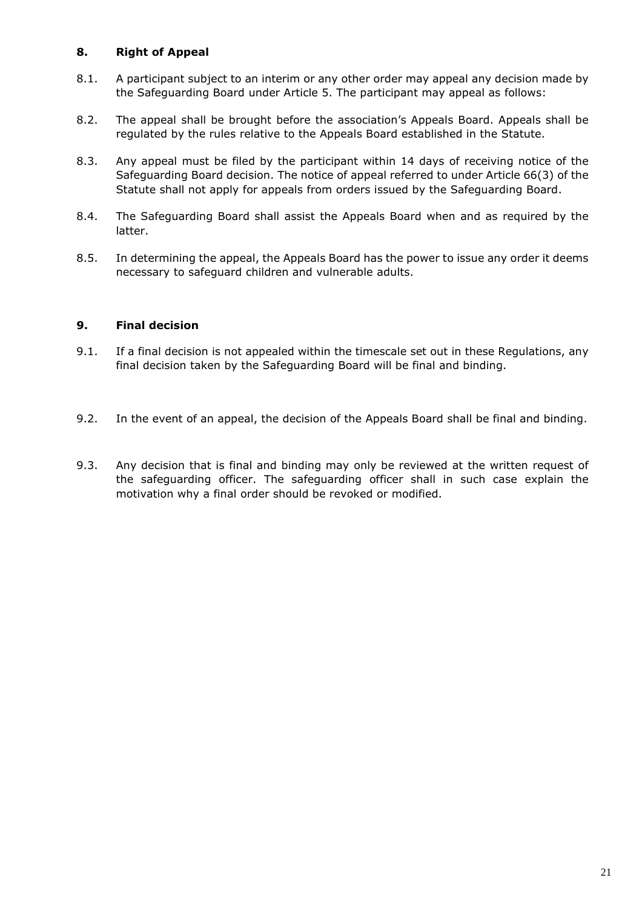## 8. Right of Appeal

8.1. A participant subject to an interim or any other order may appeal any decision made by the Safeguarding Board under Article 5. The participant may appeal as follows:

8.2. The appeal shall be brought before the association's Appeals Board. Appeals shall be regulated by the rules relative to the Appeals Board established in the Statute.

8.3. Any appeal must be filed by the participant within 14 days of receiving notice of the Safeguarding Board decision. The notice of appeal referred to under Article 66(3) of the Statute shall not apply for appeals from orders issued by the Safeguarding Board.

8.4. The Safeguarding Board shall assist the Appeals Board when and as required by the latter.

8.5. In determining the appeal, the Appeals Board has the power to issue any order it deems necessary to safeguard children and vulnerable adults.

## 9. Final decision

9.1. If a final decision is not appealed within the timescale set out in these Regulations, any final decision taken by the Safeguarding Board will be final and binding.

9.2. In the event of an appeal, the decision of the Appeals Board shall be final and binding.

9.3. Any decision that is final and binding may only be reviewed at the written request of the safeguarding officer. The safeguarding officer shall in such case explain the motivation why a final order should be revoked or modified.